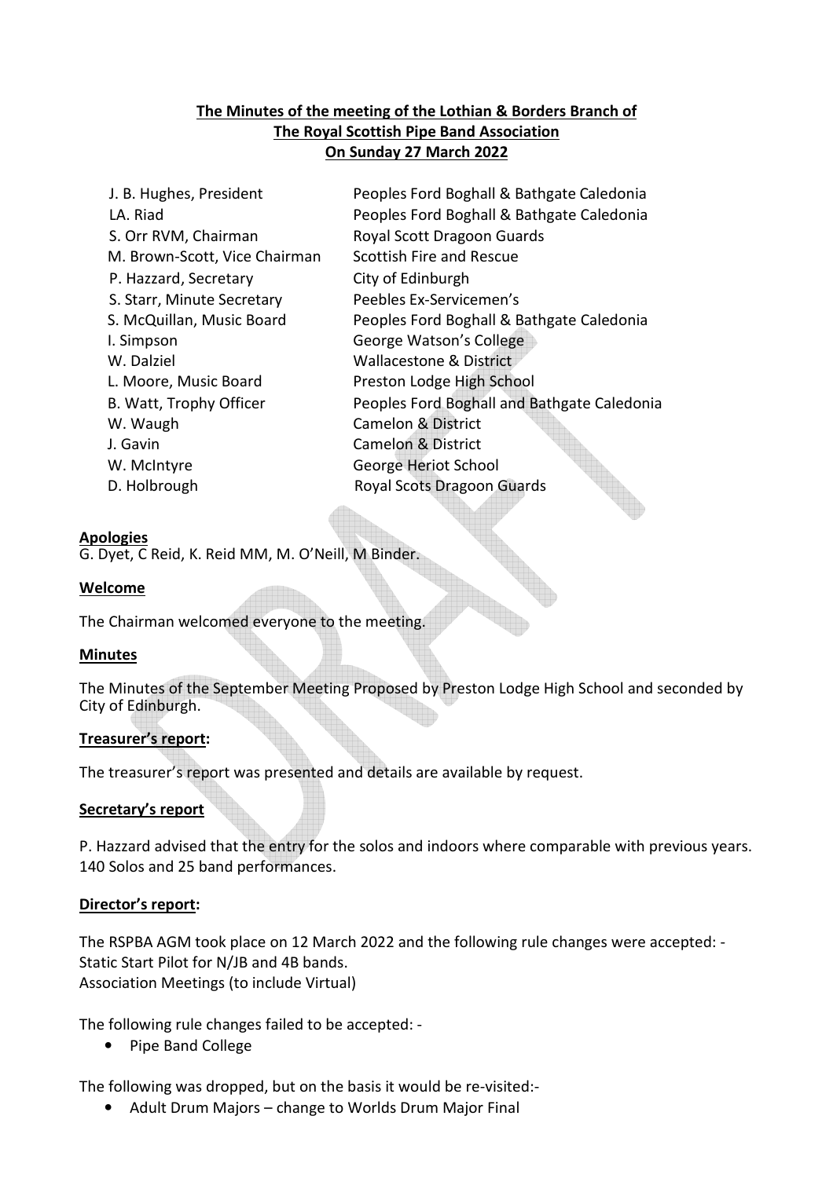**The Minutes of the meeting of the Lothian & Borders Branch of The Royal Scottish Pipe Band Association On Sunday 27 March 2022**

| | |
|---|---|
| J. B. Hughes, President | Peoples Ford Boghall & Bathgate Caledonia |
| LA. Riad | Peoples Ford Boghall & Bathgate Caledonia |
| S. Orr RVM, Chairman | Royal Scott Dragoon Guards |
| M. Brown-Scott, Vice Chairman | Scottish Fire and Rescue |
| P. Hazzard, Secretary | City of Edinburgh |
| S. Starr, Minute Secretary | Peebles Ex-Servicemen's |
| S. McQuillan, Music Board | Peoples Ford Boghall & Bathgate Caledonia |
| I. Simpson | George Watson's College |
| W. Dalziel | Wallacestone & District |
| L. Moore, Music Board | Preston Lodge High School |
| B. Watt, Trophy Officer | Peoples Ford Boghall and Bathgate Caledonia |
| W. Waugh | Camelon & District |
| J. Gavin | Camelon & District |
| W. McIntyre | George Heriot School |
| D. Holbrough | Royal Scots Dragoon Guards |

**Apologies**

G. Dyet, C Reid, K. Reid MM, M. O'Neill, M Binder.

**Welcome**

The Chairman welcomed everyone to the meeting.

**Minutes**

The Minutes of the September Meeting Proposed by Preston Lodge High School and seconded by City of Edinburgh.

**Treasurer's report:**

The treasurer's report was presented and details are available by request.

**Secretary's report**

P. Hazzard advised that the entry for the solos and indoors where comparable with previous years. 140 Solos and 25 band performances.

**Director's report:**

The RSPBA AGM took place on 12 March 2022 and the following rule changes were accepted: -
Static Start Pilot for N/JB and 4B bands.
Association Meetings (to include Virtual)

The following rule changes failed to be accepted: -

- Pipe Band College

The following was dropped, but on the basis it would be re-visited:-

- Adult Drum Majors – change to Worlds Drum Major Final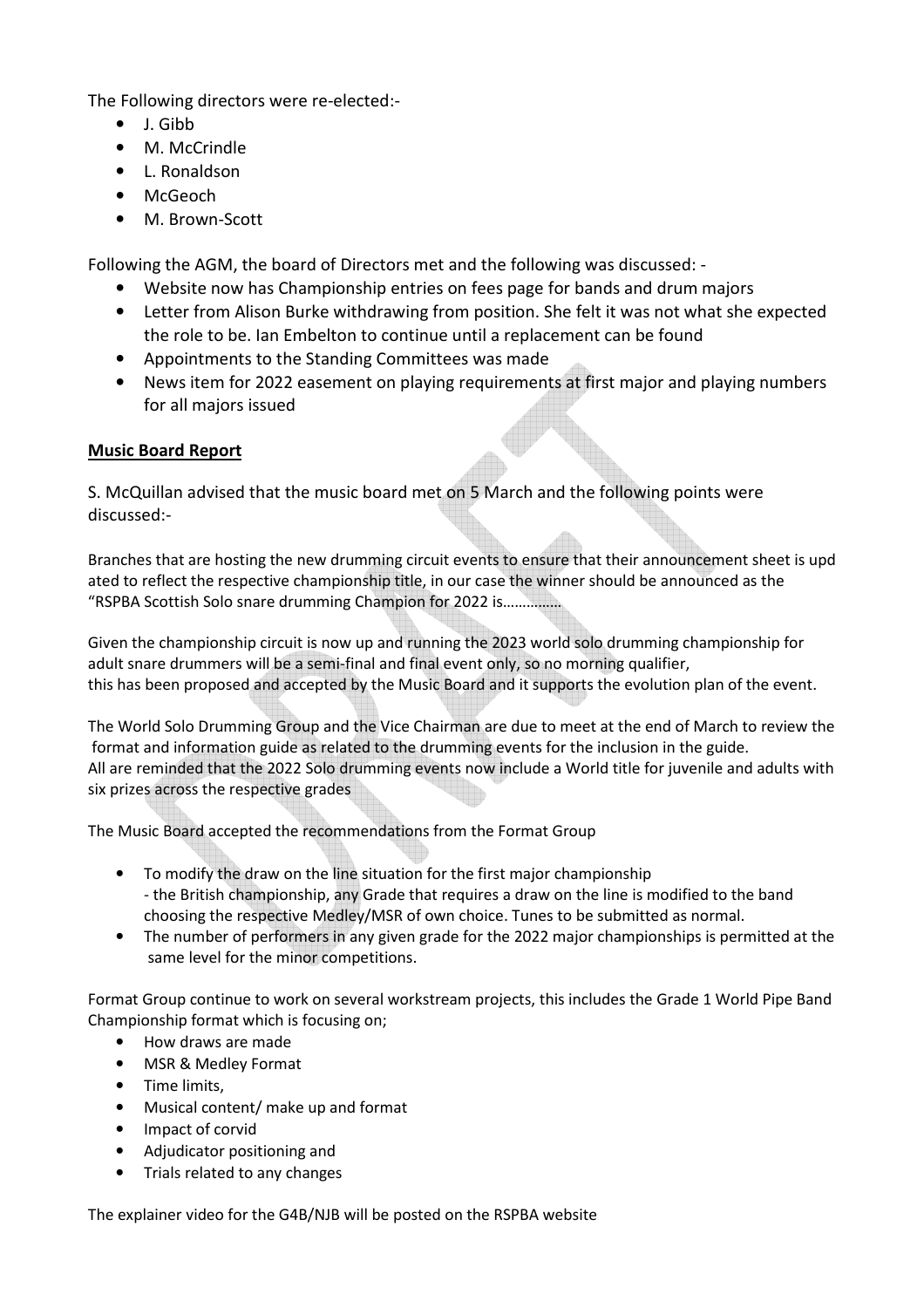The Following directors were re-elected:-

- J. Gibb
- M. McCrindle
- L. Ronaldson
- McGeoch
- M. Brown-Scott

Following the AGM, the board of Directors met and the following was discussed: -

- Website now has Championship entries on fees page for bands and drum majors
- Letter from Alison Burke withdrawing from position. She felt it was not what she expected the role to be. Ian Embelton to continue until a replacement can be found
- Appointments to the Standing Committees was made
- News item for 2022 easement on playing requirements at first major and playing numbers for all majors issued

**Music Board Report**

S. McQuillan advised that the music board met on 5 March and the following points were discussed:-

Branches that are hosting the new drumming circuit events to ensure that their announcement sheet is upd ated to reflect the respective championship title, in our case the winner should be announced as the "RSPBA Scottish Solo snare drumming Champion for 2022 is…………….

Given the championship circuit is now up and running the 2023 world solo drumming championship for adult snare drummers will be a semi-final and final event only, so no morning qualifier, this has been proposed and accepted by the Music Board and it supports the evolution plan of the event.

The World Solo Drumming Group and the Vice Chairman are due to meet at the end of March to review the format and information guide as related to the drumming events for the inclusion in the guide. All are reminded that the 2022 Solo drumming events now include a World title for juvenile and adults with six prizes across the respective grades

The Music Board accepted the recommendations from the Format Group

- To modify the draw on the line situation for the first major championship
  - the British championship, any Grade that requires a draw on the line is modified to the band choosing the respective Medley/MSR of own choice. Tunes to be submitted as normal.
- The number of performers in any given grade for the 2022 major championships is permitted at the same level for the minor competitions.

Format Group continue to work on several workstream projects, this includes the Grade 1 World Pipe Band Championship format which is focusing on;

- How draws are made
- MSR & Medley Format
- Time limits,
- Musical content/ make up and format
- Impact of corvid
- Adjudicator positioning and
- Trials related to any changes

The explainer video for the G4B/NJB will be posted on the RSPBA website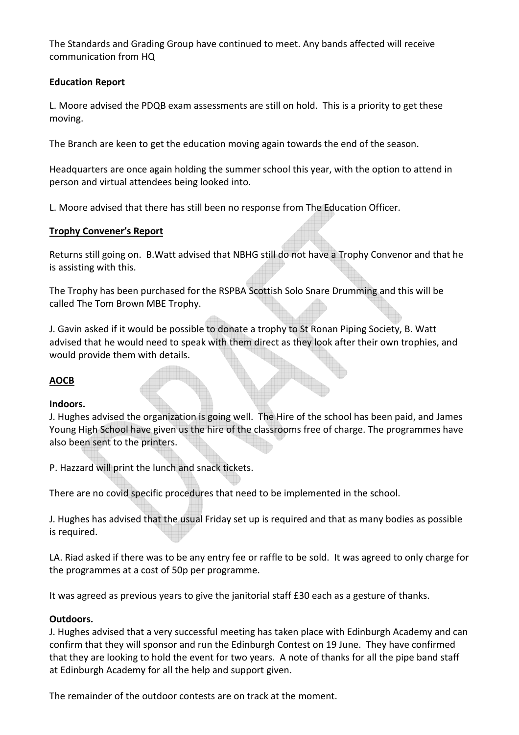The Standards and Grading Group have continued to meet. Any bands affected will receive communication from HQ

## **Education Report**

L. Moore advised the PDQB exam assessments are still on hold. This is a priority to get these moving.

The Branch are keen to get the education moving again towards the end of the season.

Headquarters are once again holding the summer school this year, with the option to attend in person and virtual attendees being looked into.

L. Moore advised that there has still been no response from The Education Officer.

## **Trophy Convener's Report**

Returns still going on. B.Watt advised that NBHG still do not have a Trophy Convenor and that he is assisting with this.

The Trophy has been purchased for the RSPBA Scottish Solo Snare Drumming and this will be called The Tom Brown MBE Trophy.

J. Gavin asked if it would be possible to donate a trophy to St Ronan Piping Society, B. Watt advised that he would need to speak with them direct as they look after their own trophies, and would provide them with details.

## **AOCB**

**Indoors.**
J. Hughes advised the organization is going well. The Hire of the school has been paid, and James Young High School have given us the hire of the classrooms free of charge. The programmes have also been sent to the printers.

P. Hazzard will print the lunch and snack tickets.

There are no covid specific procedures that need to be implemented in the school.

J. Hughes has advised that the usual Friday set up is required and that as many bodies as possible is required.

LA. Riad asked if there was to be any entry fee or raffle to be sold. It was agreed to only charge for the programmes at a cost of 50p per programme.

It was agreed as previous years to give the janitorial staff £30 each as a gesture of thanks.

**Outdoors.**
J. Hughes advised that a very successful meeting has taken place with Edinburgh Academy and can confirm that they will sponsor and run the Edinburgh Contest on 19 June. They have confirmed that they are looking to hold the event for two years. A note of thanks for all the pipe band staff at Edinburgh Academy for all the help and support given.

The remainder of the outdoor contests are on track at the moment.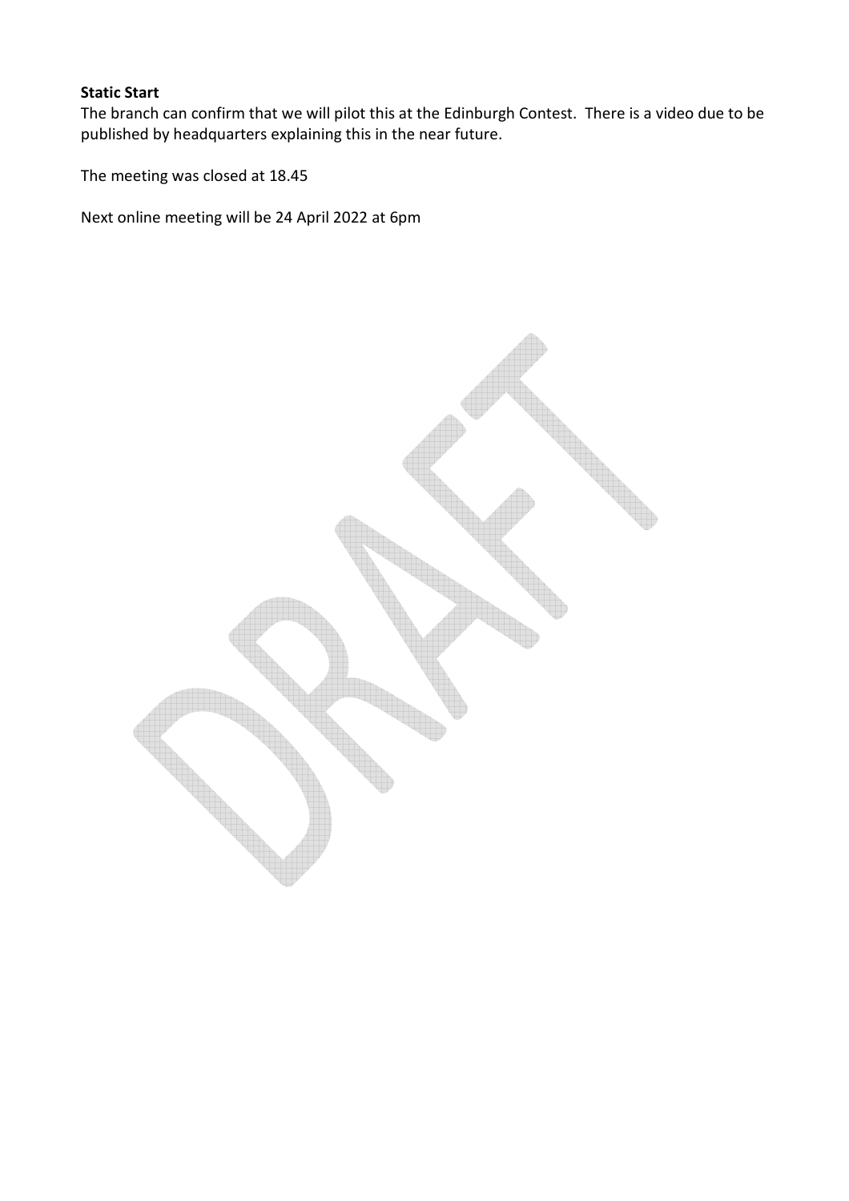**Static Start**

The branch can confirm that we will pilot this at the Edinburgh Contest. There is a video due to be published by headquarters explaining this in the near future.

The meeting was closed at 18.45

Next online meeting will be 24 April 2022 at 6pm